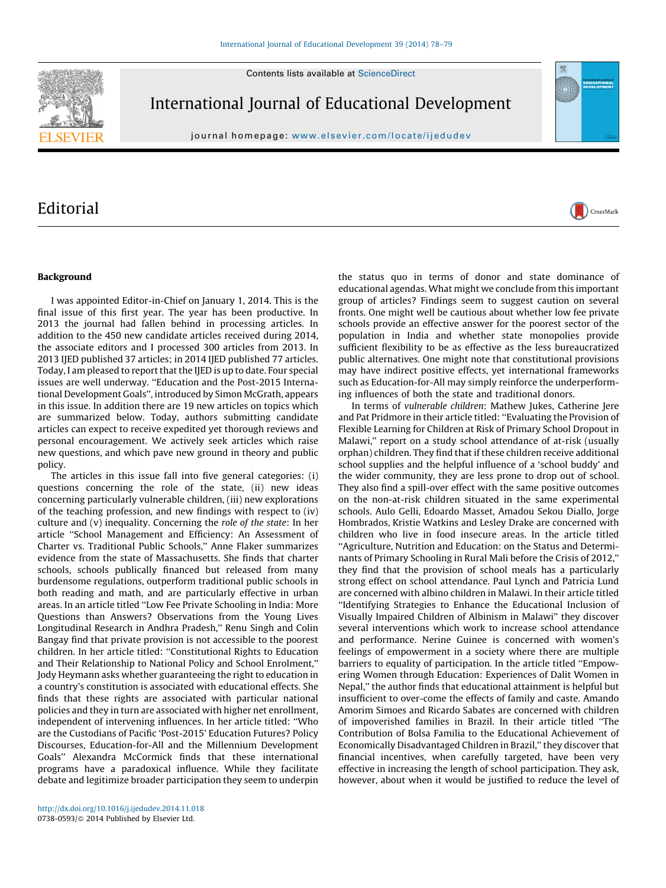# Editorial

## Background

I was appointed Editor-in-Chief on January 1, 2014. This is the final issue of this first year. The year has been productive. In 2013 the journal had fallen behind in processing articles. In addition to the 450 new candidate articles received during 2014, the associate editors and I processed 300 articles from 2013. In 2013 IJED published 37 articles; in 2014 IJED published 77 articles. Today, I am pleased to report that the IJED is up to date. Four special issues are well underway. ''Education and the Post-2015 International Development Goals'', introduced by Simon McGrath, appears in this issue. In addition there are 19 new articles on topics which are summarized below. Today, authors submitting candidate articles can expect to receive expedited yet thorough reviews and personal encouragement. We actively seek articles which raise new questions, and which pave new ground in theory and public policy.

The articles in this issue fall into five general categories: (i) questions concerning the role of the state, (ii) new ideas concerning particularly vulnerable children, (iii) new explorations of the teaching profession, and new findings with respect to (iv) culture and (v) inequality. Concerning the *role of the state*: In her article ''School Management and Efficiency: An Assessment of Charter vs. Traditional Public Schools,'' Anne Flaker summarizes evidence from the state of Massachusetts. She finds that charter schools, schools publically financed but released from many burdensome regulations, outperform traditional public schools in both reading and math, and are particularly effective in urban areas. In an article titled ''Low Fee Private Schooling in India: More Questions than Answers? Observations from the Young Lives Longitudinal Research in Andhra Pradesh,'' Renu Singh and Colin Bangay find that private provision is not accessible to the poorest children. In her article titled: ''Constitutional Rights to Education and Their Relationship to National Policy and School Enrolment,'' Jody Heymann asks whether guaranteeing the right to education in a country's constitution is associated with educational effects. She finds that these rights are associated with particular national policies and they in turn are associated with higher net enrollment, independent of intervening influences. In her article titled: ''Who are the Custodians of Pacific 'Post-2015' Education Futures? Policy Discourses, Education-for-All and the Millennium Development Goals'' Alexandra McCormick finds that these international programs have a paradoxical influence. While they facilitate debate and legitimize broader participation they seem to underpin the status quo in terms of donor and state dominance of educational agendas. What might we conclude from this important group of articles? Findings seem to suggest caution on several fronts. One might well be cautious about whether low fee private schools provide an effective answer for the poorest sector of the population in India and whether state monopolies provide sufficient flexibility to be as effective as the less bureaucratized public alternatives. One might note that constitutional provisions may have indirect positive effects, yet international frameworks such as Education-for-All may simply reinforce the underperforming influences of both the state and traditional donors.

In terms of *vulnerable children*: Mathew Jukes, Catherine Jere and Pat Pridmore in their article titled: ''Evaluating the Provision of Flexible Learning for Children at Risk of Primary School Dropout in Malawi,'' report on a study school attendance of at-risk (usually orphan) children. They find that if these children receive additional school supplies and the helpful influence of a 'school buddy' and the wider community, they are less prone to drop out of school. They also find a spill-over effect with the same positive outcomes on the non-at-risk children situated in the same experimental schools. Aulo Gelli, Edoardo Masset, Amadou Sekou Diallo, Jorge Hombrados, Kristie Watkins and Lesley Drake are concerned with children who live in food insecure areas. In the article titled ''Agriculture, Nutrition and Education: on the Status and Determinants of Primary Schooling in Rural Mali before the Crisis of 2012,'' they find that the provision of school meals has a particularly strong effect on school attendance. Paul Lynch and Patricia Lund are concerned with albino children in Malawi. In their article titled ''Identifying Strategies to Enhance the Educational Inclusion of Visually Impaired Children of Albinism in Malawi'' they discover several interventions which work to increase school attendance and performance. Nerine Guinee is concerned with women's feelings of empowerment in a society where there are multiple barriers to equality of participation. In the article titled ''Empowering Women through Education: Experiences of Dalit Women in Nepal,'' the author finds that educational attainment is helpful but insufficient to over-come the effects of family and caste. Amando Amorim Simoes and Ricardo Sabates are concerned with children of impoverished families in Brazil. In their article titled ''The Contribution of Bolsa Familia to the Educational Achievement of Economically Disadvantaged Children in Brazil,'' they discover that financial incentives, when carefully targeted, have been very effective in increasing the length of school participation. They ask, however, about when it would be justified to reduce the level of

http://dx.doi.org/10.1016/j.ijedudev.2014.11.018
0738-0593/© 2014 Published by Elsevier Ltd.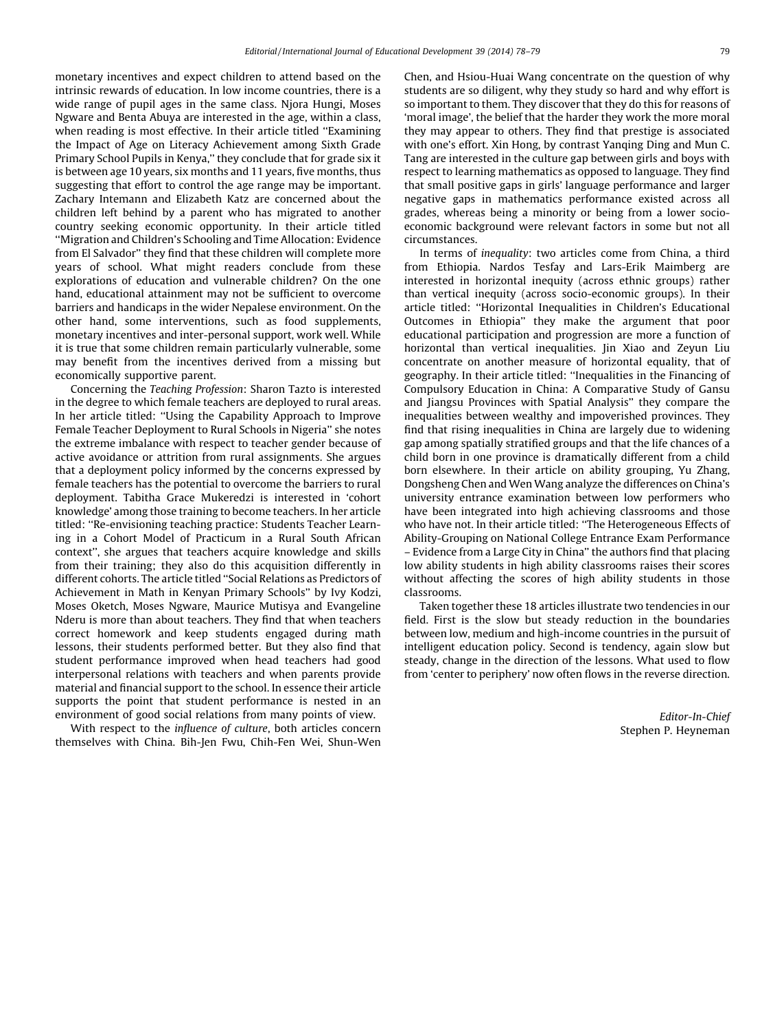monetary incentives and expect children to attend based on the intrinsic rewards of education. In low income countries, there is a wide range of pupil ages in the same class. Njora Hungi, Moses Ngware and Benta Abuya are interested in the age, within a class, when reading is most effective. In their article titled ''Examining the Impact of Age on Literacy Achievement among Sixth Grade Primary School Pupils in Kenya,'' they conclude that for grade six it is between age 10 years, six months and 11 years, five months, thus suggesting that effort to control the age range may be important. Zachary Intemann and Elizabeth Katz are concerned about the children left behind by a parent who has migrated to another country seeking economic opportunity. In their article titled ''Migration and Children's Schooling and Time Allocation: Evidence from El Salvador'' they find that these children will complete more years of school. What might readers conclude from these explorations of education and vulnerable children? On the one hand, educational attainment may not be sufficient to overcome barriers and handicaps in the wider Nepalese environment. On the other hand, some interventions, such as food supplements, monetary incentives and inter-personal support, work well. While it is true that some children remain particularly vulnerable, some may benefit from the incentives derived from a missing but economically supportive parent.

Concerning the *Teaching Profession*: Sharon Tazto is interested in the degree to which female teachers are deployed to rural areas. In her article titled: ''Using the Capability Approach to Improve Female Teacher Deployment to Rural Schools in Nigeria'' she notes the extreme imbalance with respect to teacher gender because of active avoidance or attrition from rural assignments. She argues that a deployment policy informed by the concerns expressed by female teachers has the potential to overcome the barriers to rural deployment. Tabitha Grace Mukeredzi is interested in 'cohort knowledge' among those training to become teachers. In her article titled: ''Re-envisioning teaching practice: Students Teacher Learning in a Cohort Model of Practicum in a Rural South African context'', she argues that teachers acquire knowledge and skills from their training; they also do this acquisition differently in different cohorts. The article titled ''Social Relations as Predictors of Achievement in Math in Kenyan Primary Schools'' by Ivy Kodzi, Moses Oketch, Moses Ngware, Maurice Mutisya and Evangeline Nderu is more than about teachers. They find that when teachers correct homework and keep students engaged during math lessons, their students performed better. But they also find that student performance improved when head teachers had good interpersonal relations with teachers and when parents provide material and financial support to the school. In essence their article supports the point that student performance is nested in an environment of good social relations from many points of view.

With respect to the *influence of culture*, both articles concern themselves with China. Bih-Jen Fwu, Chih-Fen Wei, Shun-Wen Chen, and Hsiou-Huai Wang concentrate on the question of why students are so diligent, why they study so hard and why effort is so important to them. They discover that they do this for reasons of 'moral image', the belief that the harder they work the more moral they may appear to others. They find that prestige is associated with one's effort. Xin Hong, by contrast Yanqing Ding and Mun C. Tang are interested in the culture gap between girls and boys with respect to learning mathematics as opposed to language. They find that small positive gaps in girls' language performance and larger negative gaps in mathematics performance existed across all grades, whereas being a minority or being from a lower socio-economic background were relevant factors in some but not all circumstances.

In terms of *inequality*: two articles come from China, a third from Ethiopia. Nardos Tesfay and Lars-Erik Maimberg are interested in horizontal inequity (across ethnic groups) rather than vertical inequity (across socio-economic groups). In their article titled: ''Horizontal Inequalities in Children's Educational Outcomes in Ethiopia'' they make the argument that poor educational participation and progression are more a function of horizontal than vertical inequalities. Jin Xiao and Zeyun Liu concentrate on another measure of horizontal equality, that of geography. In their article titled: ''Inequalities in the Financing of Compulsory Education in China: A Comparative Study of Gansu and Jiangsu Provinces with Spatial Analysis'' they compare the inequalities between wealthy and impoverished provinces. They find that rising inequalities in China are largely due to widening gap among spatially stratified groups and that the life chances of a child born in one province is dramatically different from a child born elsewhere. In their article on ability grouping, Yu Zhang, Dongsheng Chen and Wen Wang analyze the differences on China's university entrance examination between low performers who have been integrated into high achieving classrooms and those who have not. In their article titled: ''The Heterogeneous Effects of Ability-Grouping on National College Entrance Exam Performance – Evidence from a Large City in China'' the authors find that placing low ability students in high ability classrooms raises their scores without affecting the scores of high ability students in those classrooms.

Taken together these 18 articles illustrate two tendencies in our field. First is the slow but steady reduction in the boundaries between low, medium and high-income countries in the pursuit of intelligent education policy. Second is tendency, again slow but steady, change in the direction of the lessons. What used to flow from 'center to periphery' now often flows in the reverse direction.

*Editor-In-Chief*
Stephen P. Heyneman